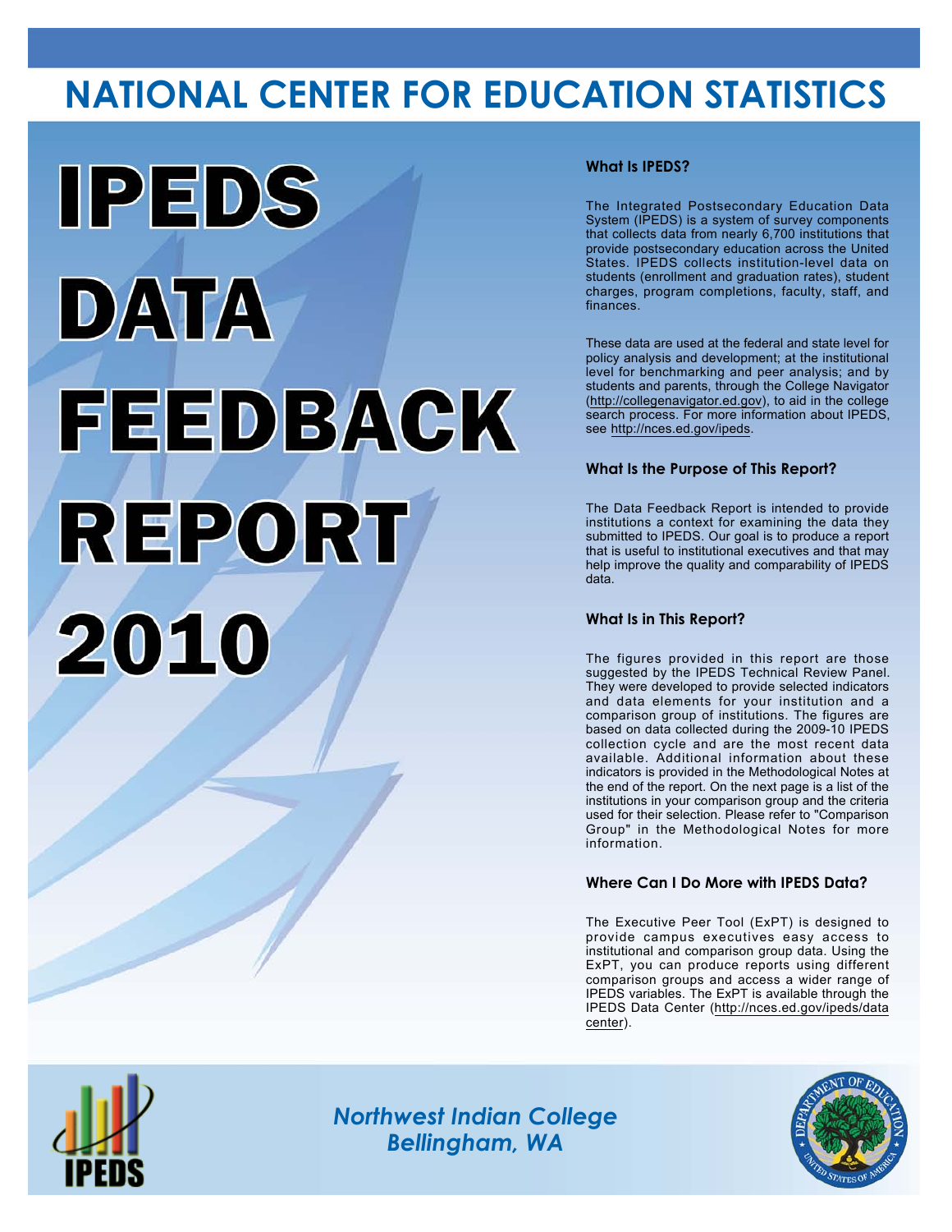# NATIONAL CENTER FOR EDUCATION STATISTICS

# IPEDS DATA FEEDBACK REPORT 2010

### What Is IPEDS?

The Integrated Postsecondary Education Data System (IPEDS) is a system of survey components that collects data from nearly 6,700 institutions that provide postsecondary education across the United States. IPEDS collects institution-level data on students (enrollment and graduation rates), student charges, program completions, faculty, staff, and finances.

These data are used at the federal and state level for policy analysis and development; at the institutional level for benchmarking and peer analysis; and by students and parents, through the College Navigator (http://collegenavigator.ed.gov), to aid in the college search process. For more information about IPEDS, see http://nces.ed.gov/ipeds.

### What Is the Purpose of This Report?

The Data Feedback Report is intended to provide institutions a context for examining the data they submitted to IPEDS. Our goal is to produce a report that is useful to institutional executives and that may help improve the quality and comparability of IPEDS data.

### What Is in This Report?

The figures provided in this report are those suggested by the IPEDS Technical Review Panel. They were developed to provide selected indicators and data elements for your institution and a comparison group of institutions. The figures are based on data collected during the 2009-10 IPEDS collection cycle and are the most recent data available. Additional information about these indicators is provided in the Methodological Notes at the end of the report. On the next page is a list of the institutions in your comparison group and the criteria used for their selection. Please refer to "Comparison Group" in the Methodological Notes for more information.

### Where Can I Do More with IPEDS Data?

The Executive Peer Tool (ExPT) is designed to provide campus executives easy access to institutional and comparison group data. Using the ExPT, you can produce reports using different comparison groups and access a wider range of IPEDS variables. The ExPT is available through the IPEDS Data Center (http://nces.ed.gov/ipeds/datacenter).

*Northwest Indian College*
*Bellingham, WA*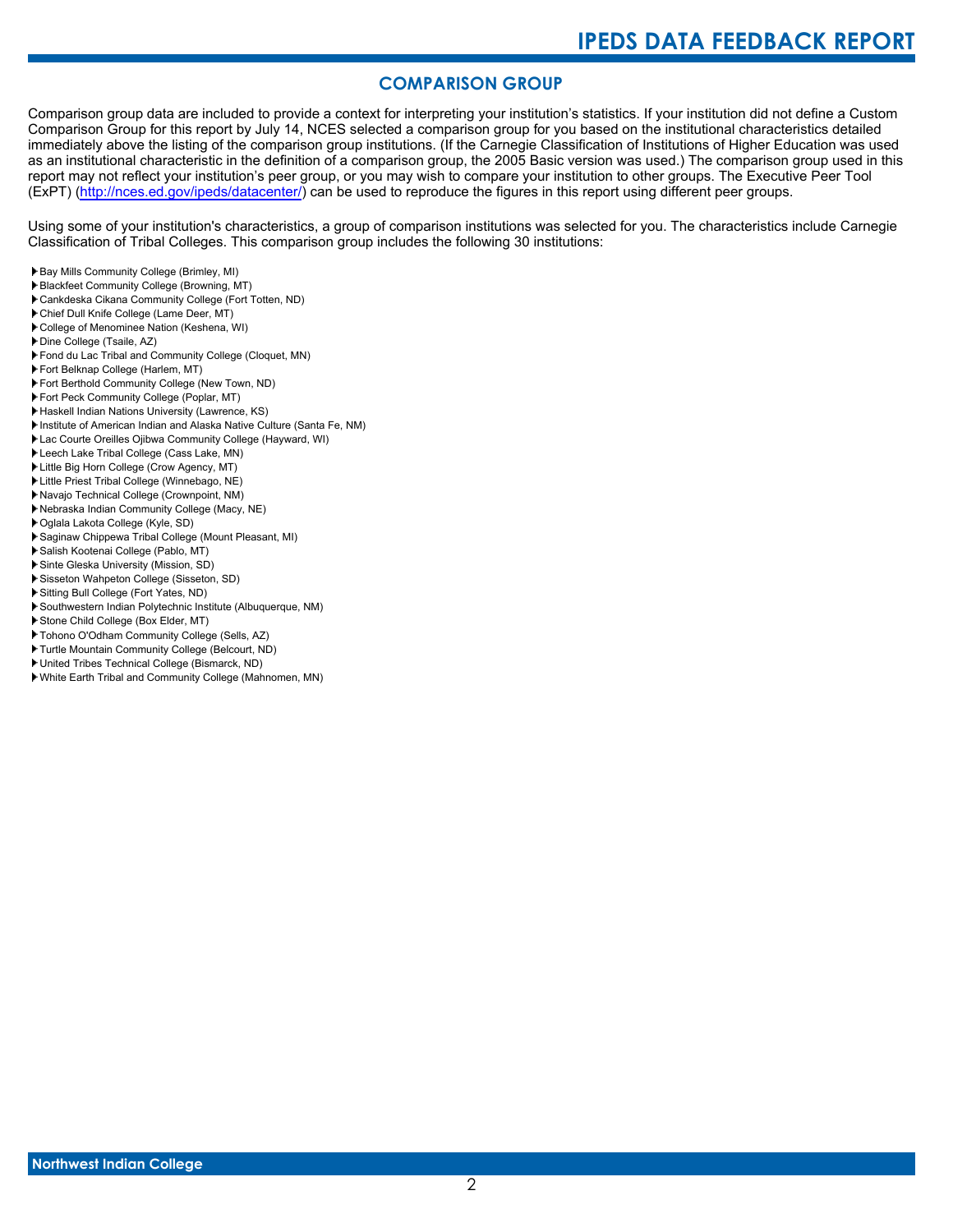## COMPARISON GROUP

Comparison group data are included to provide a context for interpreting your institution's statistics. If your institution did not define a Custom Comparison Group for this report by July 14, NCES selected a comparison group for you based on the institutional characteristics detailed immediately above the listing of the comparison group institutions. (If the Carnegie Classification of Institutions of Higher Education was used as an institutional characteristic in the definition of a comparison group, the 2005 Basic version was used.) The comparison group used in this report may not reflect your institution's peer group, or you may wish to compare your institution to other groups. The Executive Peer Tool (ExPT) (http://nces.ed.gov/ipeds/datacenter/) can be used to reproduce the figures in this report using different peer groups.

Using some of your institution's characteristics, a group of comparison institutions was selected for you. The characteristics include Carnegie Classification of Tribal Colleges. This comparison group includes the following 30 institutions:

- Bay Mills Community College (Brimley, MI)
- Blackfeet Community College (Browning, MT)
- Cankdeska Cikana Community College (Fort Totten, ND)
- Chief Dull Knife College (Lame Deer, MT)
- College of Menominee Nation (Keshena, WI)
- Dine College (Tsaile, AZ)
- Fond du Lac Tribal and Community College (Cloquet, MN)
- Fort Belknap College (Harlem, MT)
- Fort Berthold Community College (New Town, ND)
- Fort Peck Community College (Poplar, MT)
- Haskell Indian Nations University (Lawrence, KS)
- Institute of American Indian and Alaska Native Culture (Santa Fe, NM)
- Lac Courte Oreilles Ojibwa Community College (Hayward, WI)
- Leech Lake Tribal College (Cass Lake, MN)
- Little Big Horn College (Crow Agency, MT)
- Little Priest Tribal College (Winnebago, NE)
- Navajo Technical College (Crownpoint, NM)
- Nebraska Indian Community College (Macy, NE)
- Oglala Lakota College (Kyle, SD)
- Saginaw Chippewa Tribal College (Mount Pleasant, MI)
- Salish Kootenai College (Pablo, MT)
- Sinte Gleska University (Mission, SD)
- Sisseton Wahpeton College (Sisseton, SD)
- Sitting Bull College (Fort Yates, ND)
- Southwestern Indian Polytechnic Institute (Albuquerque, NM)
- Stone Child College (Box Elder, MT)
- Tohono O'Odham Community College (Sells, AZ)
- Turtle Mountain Community College (Belcourt, ND)
- United Tribes Technical College (Bismarck, ND)
- White Earth Tribal and Community College (Mahnomen, MN)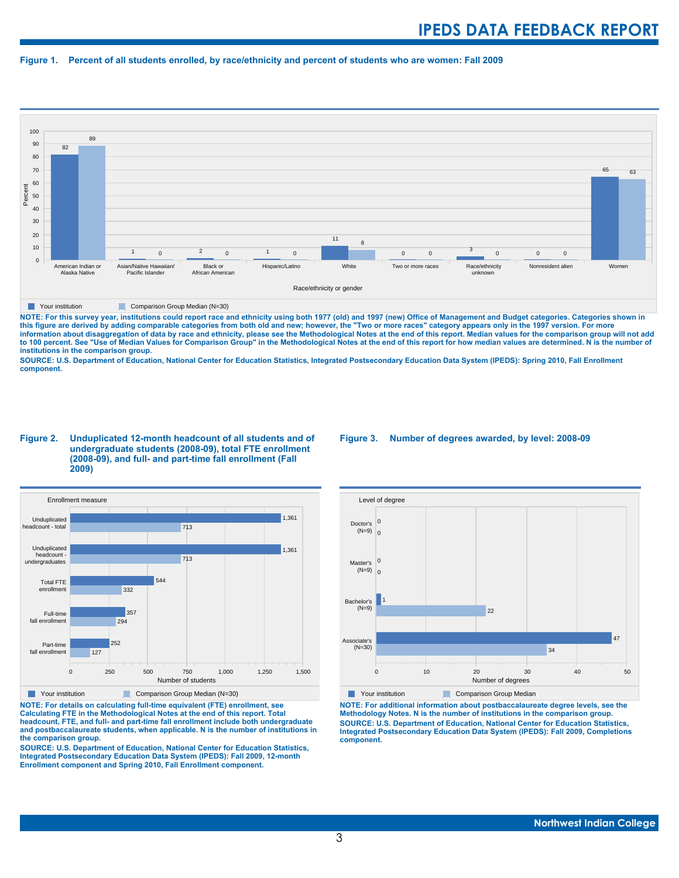**Figure 1. Percent of all students enrolled, by race/ethnicity and percent of students who are women: Fall 2009**

| Race/ethnicity or gender | Your institution | Comparison Group Median (N=30) |
|---|---|---|
| American Indian or Alaska Native | 82 | 89 |
| Asian/Native Hawaiian/ Pacific Islander | 1 | 0 |
| Black or African American | 2 | 0 |
| Hispanic/Latino | 1 | 0 |
| White | 11 | 8 |
| Two or more races | 0 | 0 |
| Race/ethnicity unknown | 3 | 0 |
| Nonresident alien | 0 | 0 |
| Women | 65 | 63 |

**NOTE: For this survey year, institutions could report race and ethnicity using both 1977 (old) and 1997 (new) Office of Management and Budget categories. Categories shown in this figure are derived by adding comparable categories from both old and new; however, the "Two or more races" category appears only in the 1997 version. For more information about disaggregation of data by race and ethnicity, please see the Methodological Notes at the end of this report. Median values for the comparison group will not add to 100 percent. See "Use of Median Values for Comparison Group" in the Methodological Notes at the end of this report for how median values are determined. N is the number of institutions in the comparison group.**

**SOURCE: U.S. Department of Education, National Center for Education Statistics, Integrated Postsecondary Education Data System (IPEDS): Spring 2010, Fall Enrollment component.**

**Figure 2. Unduplicated 12-month headcount of all students and of undergraduate students (2008-09), total FTE enrollment (2008-09), and full- and part-time fall enrollment (Fall 2009)**

| Enrollment measure | Your institution | Comparison Group Median (N=30) |
|---|---|---|
| Unduplicated headcount - total | 1,361 | 713 |
| Unduplicated headcount - undergraduates | 1,361 | 713 |
| Total FTE enrollment | 544 | 332 |
| Full-time fall enrollment | 357 | 294 |
| Part-time fall enrollment | 252 | 127 |

**NOTE: For details on calculating full-time equivalent (FTE) enrollment, see Calculating FTE in the Methodological Notes at the end of this report. Total headcount, FTE, and full- and part-time fall enrollment include both undergraduate and postbaccalaureate students, when applicable. N is the number of institutions in the comparison group.**

**SOURCE: U.S. Department of Education, National Center for Education Statistics, Integrated Postsecondary Education Data System (IPEDS): Fall 2009, 12-month Enrollment component and Spring 2010, Fall Enrollment component.**

**Figure 3. Number of degrees awarded, by level: 2008-09**

| Level of degree | Your institution | Comparison Group Median |
|---|---|---|
| Doctor's (N=9) | 0 | 0 |
| Master's (N=9) | 0 | 0 |
| Bachelor's (N=9) | 1 | 22 |
| Associate's (N=30) | 47 | 34 |

**NOTE: For additional information about postbaccalaureate degree levels, see the Methodology Notes. N is the number of institutions in the comparison group.**

**SOURCE: U.S. Department of Education, National Center for Education Statistics, Integrated Postsecondary Education Data System (IPEDS): Fall 2009, Completions component.**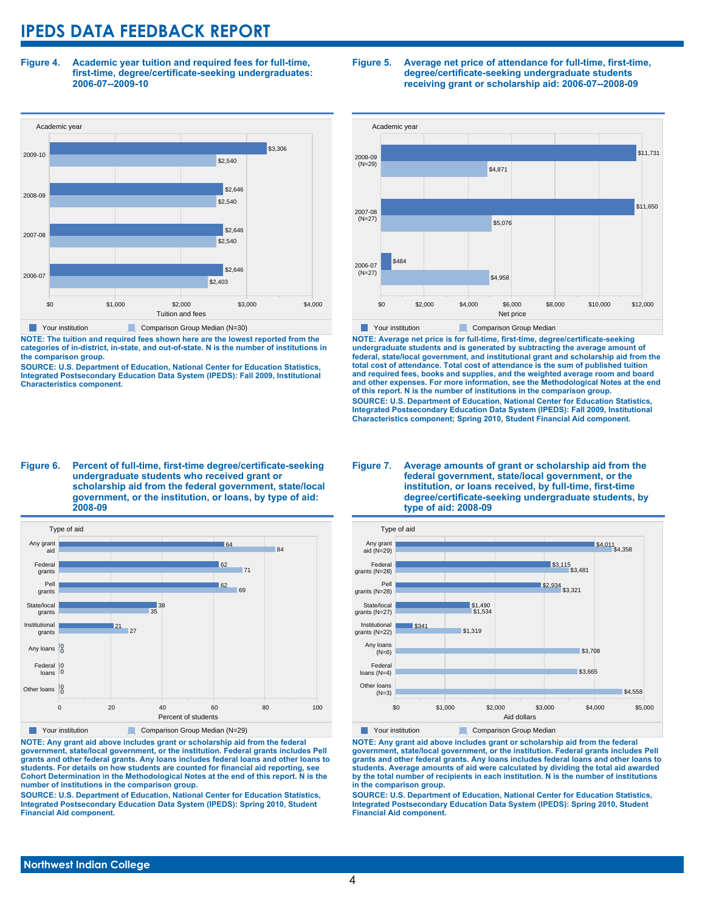# IPEDS DATA FEEDBACK REPORT

**Figure 4. Academic year tuition and required fees for full-time, first-time, degree/certificate-seeking undergraduates: 2006-07--2009-10**

| Academic year | Your institution | Comparison Group Median (N=30) |
|---|---|---|
| 2009-10 | $3,306 | $2,540 |
| 2008-09 | $2,646 | $2,540 |
| 2007-08 | $2,646 | $2,540 |
| 2006-07 | $2,646 | $2,403 |

**NOTE: The tuition and required fees shown here are the lowest reported from the categories of in-district, in-state, and out-of-state. N is the number of institutions in the comparison group.**

**SOURCE: U.S. Department of Education, National Center for Education Statistics, Integrated Postsecondary Education Data System (IPEDS): Fall 2009, Institutional Characteristics component.**

**Figure 5. Average net price of attendance for full-time, first-time, degree/certificate-seeking undergraduate students receiving grant or scholarship aid: 2006-07--2008-09**

| Academic year | Your institution | Comparison Group Median |
|---|---|---|
| 2008-09 (N=29) | $11,731 | $4,871 |
| 2007-08 (N=27) | $11,650 | $5,076 |
| 2006-07 (N=27) | $484 | $4,958 |

**NOTE: Average net price is for full-time, first-time, degree/certificate-seeking undergraduate students and is generated by subtracting the average amount of federal, state/local government, and institutional grant and scholarship aid from the total cost of attendance. Total cost of attendance is the sum of published tuition and required fees, books and supplies, and the weighted average room and board and other expenses. For more information, see the Methodological Notes at the end of this report. N is the number of institutions in the comparison group.**

**SOURCE: U.S. Department of Education, National Center for Education Statistics, Integrated Postsecondary Education Data System (IPEDS): Fall 2009, Institutional Characteristics component; Spring 2010, Student Financial Aid component.**

**Figure 6. Percent of full-time, first-time degree/certificate-seeking undergraduate students who received grant or scholarship aid from the federal government, state/local government, or the institution, or loans, by type of aid: 2008-09**

| Type of aid | Your institution | Comparison Group Median (N=29) |
|---|---|---|
| Any grant aid | 64 | 84 |
| Federal grants | 62 | 71 |
| Pell grants | 62 | 69 |
| State/local grants | 38 | 35 |
| Institutional grants | 21 | 27 |
| Any loans | 0 | 0 |
| Federal loans | 0 | 0 |
| Other loans | 0 | 0 |

**NOTE: Any grant aid above includes grant or scholarship aid from the federal government, state/local government, or the institution. Federal grants includes Pell grants and other federal grants. Any loans includes federal loans and other loans to students. For details on how students are counted for financial aid reporting, see Cohort Determination in the Methodological Notes at the end of this report. N is the number of institutions in the comparison group.**

**SOURCE: U.S. Department of Education, National Center for Education Statistics, Integrated Postsecondary Education Data System (IPEDS): Spring 2010, Student Financial Aid component.**

**Figure 7. Average amounts of grant or scholarship aid from the federal government, state/local government, or the institution, or loans received, by full-time, first-time degree/certificate-seeking undergraduate students, by type of aid: 2008-09**

| Type of aid | Your institution | Comparison Group Median |
|---|---|---|
| Any grant aid (N=29) | $4,011 | $4,358 |
| Federal grants (N=28) | $3,115 | $3,481 |
| Pell grants (N=28) | $2,934 | $3,321 |
| State/local grants (N=27) | $1,490 | $1,534 |
| Institutional grants (N=22) | $341 | $1,319 |
| Any loans (N=6) | | $3,708 |
| Federal loans (N=4) | | $3,665 |
| Other loans (N=3) | | $4,558 |

**NOTE: Any grant aid above includes grant or scholarship aid from the federal government, state/local government, or the institution. Federal grants includes Pell grants and other federal grants. Any loans includes federal loans and other loans to students. Average amounts of aid were calculated by dividing the total aid awarded by the total number of recipients in each institution. N is the number of institutions in the comparison group.**

**SOURCE: U.S. Department of Education, National Center for Education Statistics, Integrated Postsecondary Education Data System (IPEDS): Spring 2010, Student Financial Aid component.**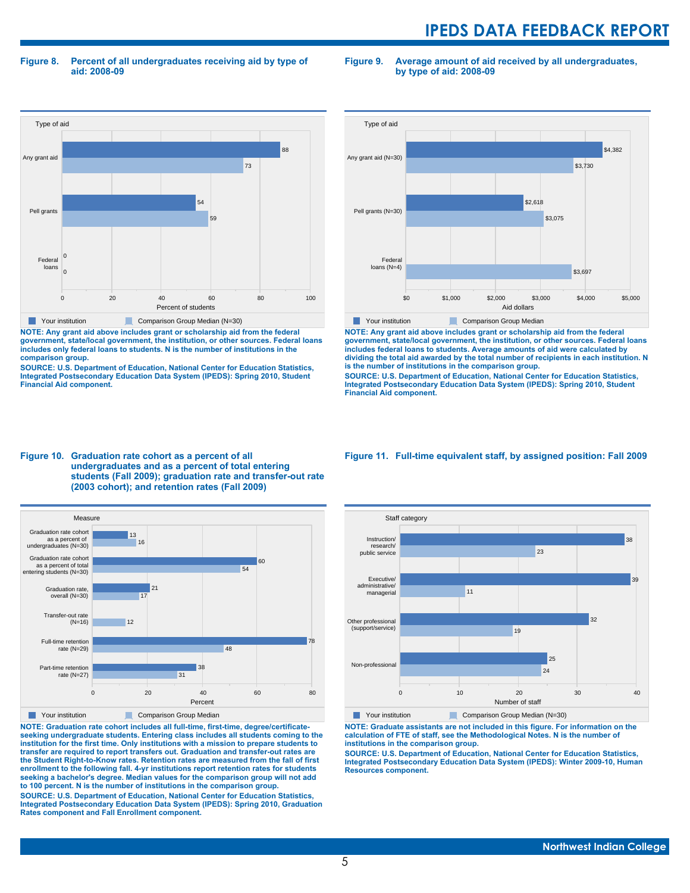## Figure 8. Percent of all undergraduates receiving aid by type of aid: 2008-09

| Type of aid | Your institution | Comparison Group Median (N=30) |
|---|---|---|
| Any grant aid | 88 | 73 |
| Pell grants | 54 | 59 |
| Federal loans | 0 | 0 |

Percent of students

**NOTE: Any grant aid above includes grant or scholarship aid from the federal government, state/local government, the institution, or other sources. Federal loans includes only federal loans to students. N is the number of institutions in the comparison group.**

**SOURCE: U.S. Department of Education, National Center for Education Statistics, Integrated Postsecondary Education Data System (IPEDS): Spring 2010, Student Financial Aid component.**

## Figure 9. Average amount of aid received by all undergraduates, by type of aid: 2008-09

| Type of aid | Your institution | Comparison Group Median |
|---|---|---|
| Any grant aid (N=30) | $4,382 | $3,730 |
| Pell grants (N=30) | $2,618 | $3,075 |
| Federal loans (N=4) | | $3,697 |

Aid dollars

**NOTE: Any grant aid above includes grant or scholarship aid from the federal government, state/local government, the institution, or other sources. Federal loans includes federal loans to students. Average amounts of aid were calculated by dividing the total aid awarded by the total number of recipients in each institution. N is the number of institutions in the comparison group.**

**SOURCE: U.S. Department of Education, National Center for Education Statistics, Integrated Postsecondary Education Data System (IPEDS): Spring 2010, Student Financial Aid component.**

## Figure 10. Graduation rate cohort as a percent of all undergraduates and as a percent of total entering students (Fall 2009); graduation rate and transfer-out rate (2003 cohort); and retention rates (Fall 2009)

| Measure | Your institution | Comparison Group Median |
|---|---|---|
| Graduation rate cohort as a percent of undergraduates (N=30) | 13 | 16 |
| Graduation rate cohort as a percent of total entering students (N=30) | 60 | 54 |
| Graduation rate, overall (N=30) | 21 | 17 |
| Transfer-out rate (N=16) | | 12 |
| Full-time retention rate (N=29) | 78 | 48 |
| Part-time retention rate (N=27) | 38 | 31 |

Percent

**NOTE: Graduation rate cohort includes all full-time, first-time, degree/certificate-seeking undergraduate students. Entering class includes all students coming to the institution for the first time. Only institutions with a mission to prepare students to transfer are required to report transfers out. Graduation and transfer-out rates are the Student Right-to-Know rates. Retention rates are measured from the fall of first enrollment to the following fall. 4-yr institutions report retention rates for students seeking a bachelor's degree. Median values for the comparison group will not add to 100 percent. N is the number of institutions in the comparison group.**

**SOURCE: U.S. Department of Education, National Center for Education Statistics, Integrated Postsecondary Education Data System (IPEDS): Spring 2010, Graduation Rates component and Fall Enrollment component.**

## Figure 11. Full-time equivalent staff, by assigned position: Fall 2009

| Staff category | Your institution | Comparison Group Median (N=30) |
|---|---|---|
| Instruction/ research/ public service | 38 | 23 |
| Executive/ administrative/ managerial | 39 | 11 |
| Other professional (support/service) | 32 | 19 |
| Non-professional | 25 | 24 |

Number of staff

**NOTE: Graduate assistants are not included in this figure. For information on the calculation of FTE of staff, see the Methodological Notes. N is the number of institutions in the comparison group.**

**SOURCE: U.S. Department of Education, National Center for Education Statistics, Integrated Postsecondary Education Data System (IPEDS): Winter 2009-10, Human Resources component.**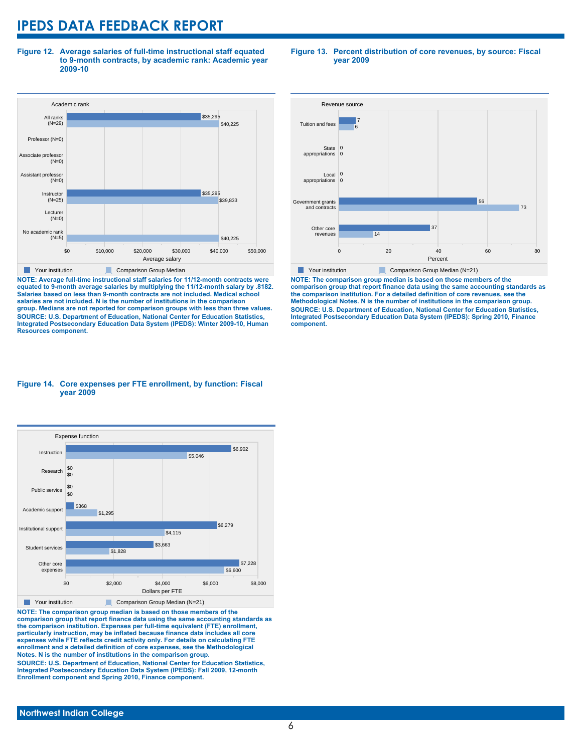# IPEDS DATA FEEDBACK REPORT

**Figure 12. Average salaries of full-time instructional staff equated to 9-month contracts, by academic rank: Academic year 2009-10**

| Academic rank | Your institution | Comparison Group Median |
|---|---|---|
| All ranks (N=29) | $35,295 | $40,225 |
| Professor (N=0) | | |
| Associate professor (N=0) | | |
| Assistant professor (N=0) | | |
| Instructor (N=25) | $35,295 | $39,833 |
| Lecturer (N=0) | | |
| No academic rank (N=5) | | $40,225 |

**NOTE: Average full-time instructional staff salaries for 11/12-month contracts were equated to 9-month average salaries by multiplying the 11/12-month salary by .8182. Salaries based on less than 9-month contracts are not included. Medical school salaries are not included. N is the number of institutions in the comparison group. Medians are not reported for comparison groups with less than three values.**

**SOURCE: U.S. Department of Education, National Center for Education Statistics, Integrated Postsecondary Education Data System (IPEDS): Winter 2009-10, Human Resources component.**

**Figure 13. Percent distribution of core revenues, by source: Fiscal year 2009**

| Revenue source | Your institution | Comparison Group Median (N=21) |
|---|---|---|
| Tuition and fees | 7 | 6 |
| State appropriations | 0 | 0 |
| Local appropriations | 0 | 0 |
| Government grants and contracts | 56 | 73 |
| Other core revenues | 37 | 14 |

**NOTE: The comparison group median is based on those members of the comparison group that report finance data using the same accounting standards as the comparison institution. For a detailed definition of core revenues, see the Methodological Notes. N is the number of institutions in the comparison group.**

**SOURCE: U.S. Department of Education, National Center for Education Statistics, Integrated Postsecondary Education Data System (IPEDS): Spring 2010, Finance component.**

**Figure 14. Core expenses per FTE enrollment, by function: Fiscal year 2009**

| Expense function | Your institution | Comparison Group Median (N=21) |
|---|---|---|
| Instruction | $6,902 | $5,046 |
| Research | $0 | $0 |
| Public service | $0 | $0 |
| Academic support | $368 | $1,295 |
| Institutional support | $6,279 | $4,115 |
| Student services | $3,663 | $1,828 |
| Other core expenses | $7,228 | $6,600 |

**NOTE: The comparison group median is based on those members of the comparison group that report finance data using the same accounting standards as the comparison institution. Expenses per full-time equivalent (FTE) enrollment, particularly instruction, may be inflated because finance data includes all core expenses while FTE reflects credit activity only. For details on calculating FTE enrollment and a detailed definition of core expenses, see the Methodological Notes. N is the number of institutions in the comparison group.**

**SOURCE: U.S. Department of Education, National Center for Education Statistics, Integrated Postsecondary Education Data System (IPEDS): Fall 2009, 12-month Enrollment component and Spring 2010, Finance component.**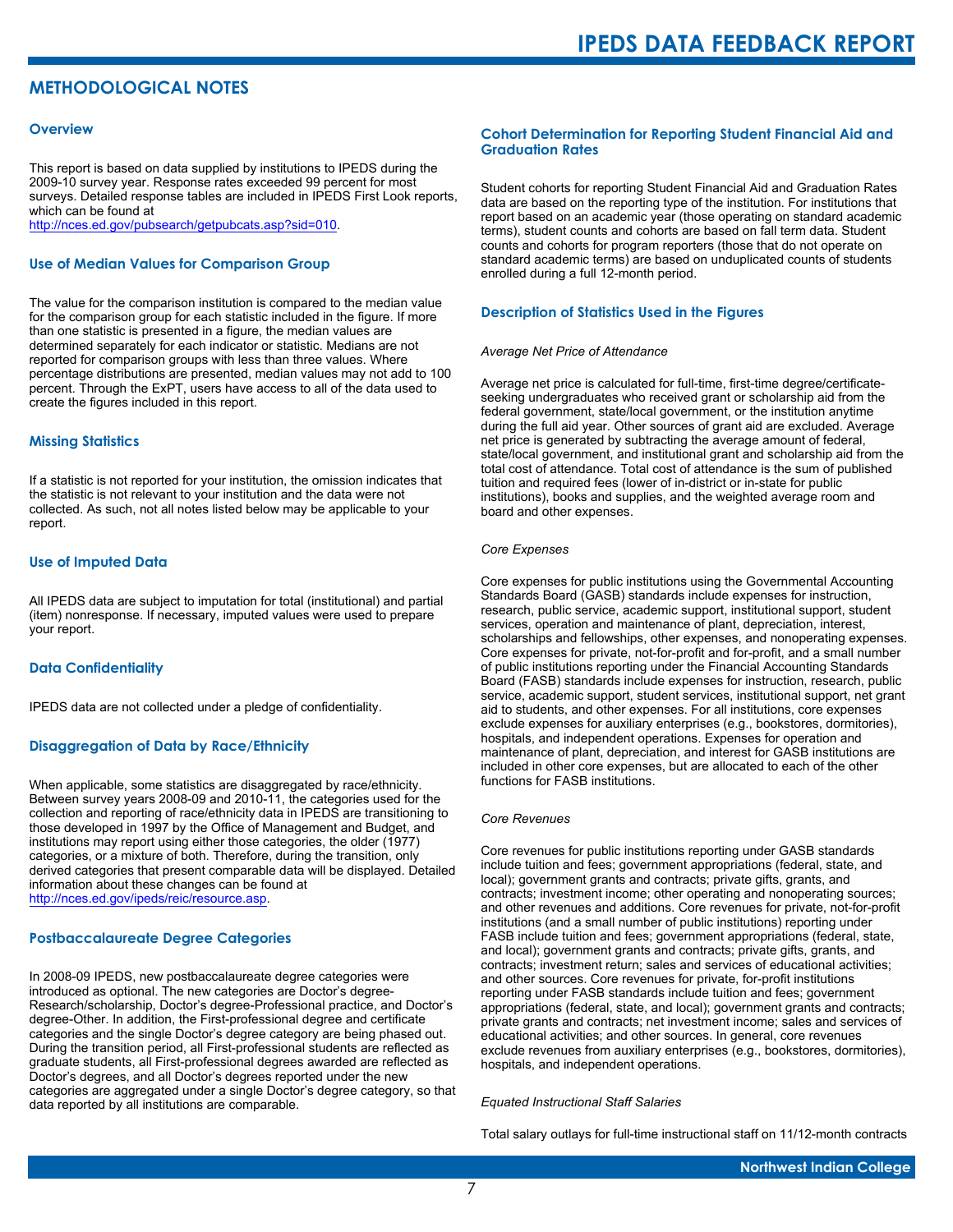## METHODOLOGICAL NOTES

### Overview

This report is based on data supplied by institutions to IPEDS during the 2009-10 survey year. Response rates exceeded 99 percent for most surveys. Detailed response tables are included in IPEDS First Look reports, which can be found at http://nces.ed.gov/pubsearch/getpubcats.asp?sid=010.

### Use of Median Values for Comparison Group

The value for the comparison institution is compared to the median value for the comparison group for each statistic included in the figure. If more than one statistic is presented in a figure, the median values are determined separately for each indicator or statistic. Medians are not reported for comparison groups with less than three values. Where percentage distributions are presented, median values may not add to 100 percent. Through the ExPT, users have access to all of the data used to create the figures included in this report.

### Missing Statistics

If a statistic is not reported for your institution, the omission indicates that the statistic is not relevant to your institution and the data were not collected. As such, not all notes listed below may be applicable to your report.

### Use of Imputed Data

All IPEDS data are subject to imputation for total (institutional) and partial (item) nonresponse. If necessary, imputed values were used to prepare your report.

### Data Confidentiality

IPEDS data are not collected under a pledge of confidentiality.

### Disaggregation of Data by Race/Ethnicity

When applicable, some statistics are disaggregated by race/ethnicity. Between survey years 2008-09 and 2010-11, the categories used for the collection and reporting of race/ethnicity data in IPEDS are transitioning to those developed in 1997 by the Office of Management and Budget, and institutions may report using either those categories, the older (1977) categories, or a mixture of both. Therefore, during the transition, only derived categories that present comparable data will be displayed. Detailed information about these changes can be found at http://nces.ed.gov/ipeds/reic/resource.asp.

### Postbaccalaureate Degree Categories

In 2008-09 IPEDS, new postbaccalaureate degree categories were introduced as optional. The new categories are Doctor's degree-Research/scholarship, Doctor's degree-Professional practice, and Doctor's degree-Other. In addition, the First-professional degree and certificate categories and the single Doctor's degree category are being phased out. During the transition period, all First-professional students are reflected as graduate students, all First-professional degrees awarded are reflected as Doctor's degrees, and all Doctor's degrees reported under the new categories are aggregated under a single Doctor's degree category, so that data reported by all institutions are comparable.

### Cohort Determination for Reporting Student Financial Aid and Graduation Rates

Student cohorts for reporting Student Financial Aid and Graduation Rates data are based on the reporting type of the institution. For institutions that report based on an academic year (those operating on standard academic terms), student counts and cohorts are based on fall term data. Student counts and cohorts for program reporters (those that do not operate on standard academic terms) are based on unduplicated counts of students enrolled during a full 12-month period.

### Description of Statistics Used in the Figures

*Average Net Price of Attendance*

Average net price is calculated for full-time, first-time degree/certificate-seeking undergraduates who received grant or scholarship aid from the federal government, state/local government, or the institution anytime during the full aid year. Other sources of grant aid are excluded. Average net price is generated by subtracting the average amount of federal, state/local government, and institutional grant and scholarship aid from the total cost of attendance. Total cost of attendance is the sum of published tuition and required fees (lower of in-district or in-state for public institutions), books and supplies, and the weighted average room and board and other expenses.

*Core Expenses*

Core expenses for public institutions using the Governmental Accounting Standards Board (GASB) standards include expenses for instruction, research, public service, academic support, institutional support, student services, operation and maintenance of plant, depreciation, interest, scholarships and fellowships, other expenses, and nonoperating expenses. Core expenses for private, not-for-profit and for-profit, and a small number of public institutions reporting under the Financial Accounting Standards Board (FASB) standards include expenses for instruction, research, public service, academic support, student services, institutional support, net grant aid to students, and other expenses. For all institutions, core expenses exclude expenses for auxiliary enterprises (e.g., bookstores, dormitories), hospitals, and independent operations. Expenses for operation and maintenance of plant, depreciation, and interest for GASB institutions are included in other core expenses, but are allocated to each of the other functions for FASB institutions.

*Core Revenues*

Core revenues for public institutions reporting under GASB standards include tuition and fees; government appropriations (federal, state, and local); government grants and contracts; private gifts, grants, and contracts; investment income; other operating and nonoperating sources; and other revenues and additions. Core revenues for private, not-for-profit institutions (and a small number of public institutions) reporting under FASB include tuition and fees; government appropriations (federal, state, and local); government grants and contracts; private gifts, grants, and contracts; investment return; sales and services of educational activities; and other sources. Core revenues for private, for-profit institutions reporting under FASB standards include tuition and fees; government appropriations (federal, state, and local); government grants and contracts; private grants and contracts; net investment income; sales and services of educational activities; and other sources. In general, core revenues exclude revenues from auxiliary enterprises (e.g., bookstores, dormitories), hospitals, and independent operations.

*Equated Instructional Staff Salaries*

Total salary outlays for full-time instructional staff on 11/12-month contracts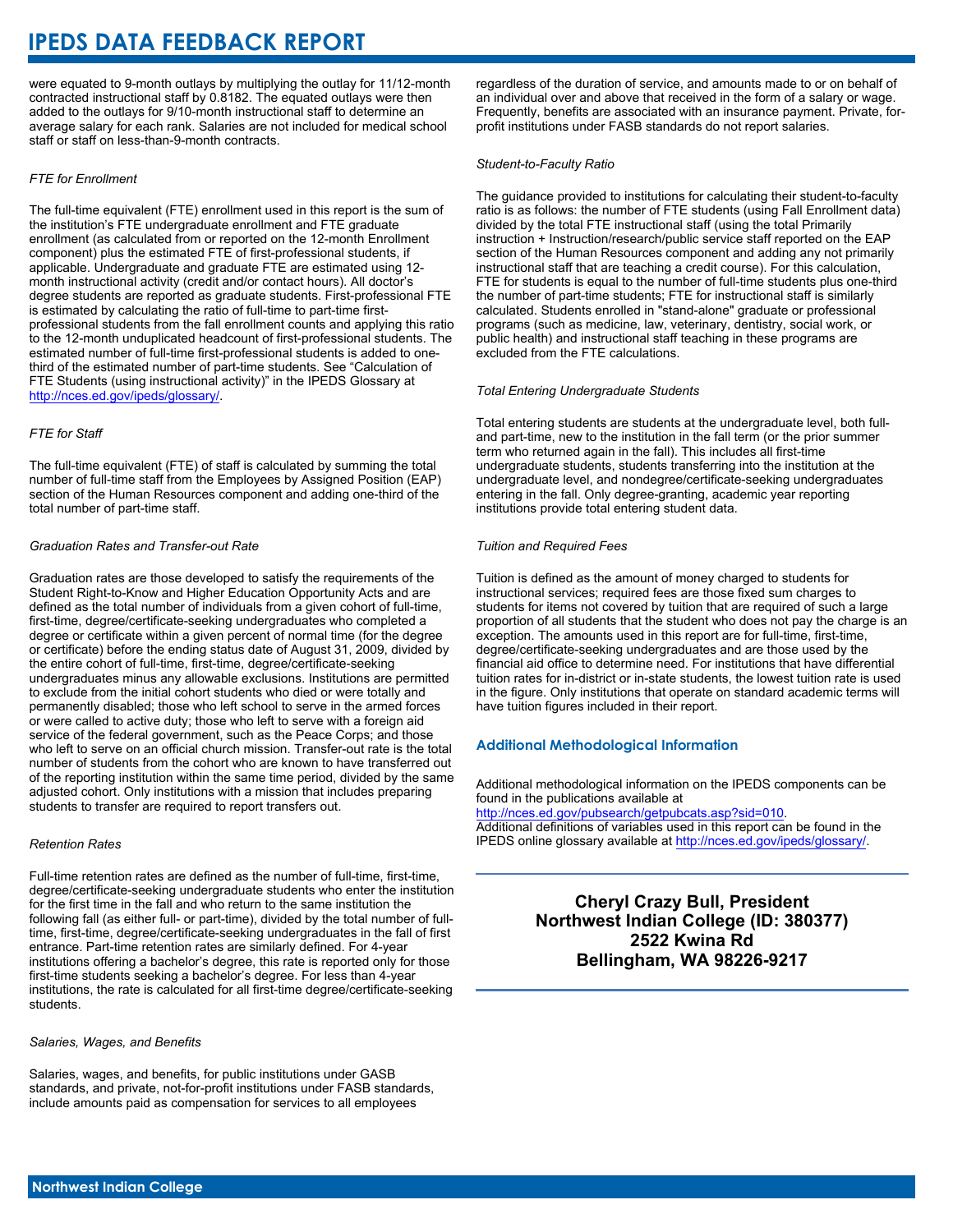were equated to 9-month outlays by multiplying the outlay for 11/12-month contracted instructional staff by 0.8182. The equated outlays were then added to the outlays for 9/10-month instructional staff to determine an average salary for each rank. Salaries are not included for medical school staff or staff on less-than-9-month contracts.

*FTE for Enrollment*

The full-time equivalent (FTE) enrollment used in this report is the sum of the institution's FTE undergraduate enrollment and FTE graduate enrollment (as calculated from or reported on the 12-month Enrollment component) plus the estimated FTE of first-professional students, if applicable. Undergraduate and graduate FTE are estimated using 12-month instructional activity (credit and/or contact hours). All doctor's degree students are reported as graduate students. First-professional FTE is estimated by calculating the ratio of full-time to part-time first-professional students from the fall enrollment counts and applying this ratio to the 12-month unduplicated headcount of first-professional students. The estimated number of full-time first-professional students is added to one-third of the estimated number of part-time students. See "Calculation of FTE Students (using instructional activity)" in the IPEDS Glossary at http://nces.ed.gov/ipeds/glossary/.

*FTE for Staff*

The full-time equivalent (FTE) of staff is calculated by summing the total number of full-time staff from the Employees by Assigned Position (EAP) section of the Human Resources component and adding one-third of the total number of part-time staff.

*Graduation Rates and Transfer-out Rate*

Graduation rates are those developed to satisfy the requirements of the Student Right-to-Know and Higher Education Opportunity Acts and are defined as the total number of individuals from a given cohort of full-time, first-time, degree/certificate-seeking undergraduates who completed a degree or certificate within a given percent of normal time (for the degree or certificate) before the ending status date of August 31, 2009, divided by the entire cohort of full-time, first-time, degree/certificate-seeking undergraduates minus any allowable exclusions. Institutions are permitted to exclude from the initial cohort students who died or were totally and permanently disabled; those who left school to serve in the armed forces or were called to active duty; those who left to serve with a foreign aid service of the federal government, such as the Peace Corps; and those who left to serve on an official church mission. Transfer-out rate is the total number of students from the cohort who are known to have transferred out of the reporting institution within the same time period, divided by the same adjusted cohort. Only institutions with a mission that includes preparing students to transfer are required to report transfers out.

*Retention Rates*

Full-time retention rates are defined as the number of full-time, first-time, degree/certificate-seeking undergraduate students who enter the institution for the first time in the fall and who return to the same institution the following fall (as either full- or part-time), divided by the total number of full-time, first-time, degree/certificate-seeking undergraduates in the fall of first entrance. Part-time retention rates are similarly defined. For 4-year institutions offering a bachelor's degree, this rate is reported only for those first-time students seeking a bachelor's degree. For less than 4-year institutions, the rate is calculated for all first-time degree/certificate-seeking students.

*Salaries, Wages, and Benefits*

Salaries, wages, and benefits, for public institutions under GASB standards, and private, not-for-profit institutions under FASB standards, include amounts paid as compensation for services to all employees regardless of the duration of service, and amounts made to or on behalf of an individual over and above that received in the form of a salary or wage. Frequently, benefits are associated with an insurance payment. Private, for-profit institutions under FASB standards do not report salaries.

*Student-to-Faculty Ratio*

The guidance provided to institutions for calculating their student-to-faculty ratio is as follows: the number of FTE students (using Fall Enrollment data) divided by the total FTE instructional staff (using the total Primarily instruction + Instruction/research/public service staff reported on the EAP section of the Human Resources component and adding any not primarily instructional staff that are teaching a credit course). For this calculation, FTE for students is equal to the number of full-time students plus one-third the number of part-time students; FTE for instructional staff is similarly calculated. Students enrolled in "stand-alone" graduate or professional programs (such as medicine, law, veterinary, dentistry, social work, or public health) and instructional staff teaching in these programs are excluded from the FTE calculations.

*Total Entering Undergraduate Students*

Total entering students are students at the undergraduate level, both full- and part-time, new to the institution in the fall term (or the prior summer term who returned again in the fall). This includes all first-time undergraduate students, students transferring into the institution at the undergraduate level, and nondegree/certificate-seeking undergraduates entering in the fall. Only degree-granting, academic year reporting institutions provide total entering student data.

*Tuition and Required Fees*

Tuition is defined as the amount of money charged to students for instructional services; required fees are those fixed sum charges to students for items not covered by tuition that are required of such a large proportion of all students that the student who does not pay the charge is an exception. The amounts used in this report are for full-time, first-time, degree/certificate-seeking undergraduates and are those used by the financial aid office to determine need. For institutions that have differential tuition rates for in-district or in-state students, the lowest tuition rate is used in the figure. Only institutions that operate on standard academic terms will have tuition figures included in their report.

## Additional Methodological Information

Additional methodological information on the IPEDS components can be found in the publications available at http://nces.ed.gov/pubsearch/getpubcats.asp?sid=010.
Additional definitions of variables used in this report can be found in the IPEDS online glossary available at http://nces.ed.gov/ipeds/glossary/.

**Cheryl Crazy Bull, President**
**Northwest Indian College (ID: 380377)**
**2522 Kwina Rd**
**Bellingham, WA 98226-9217**